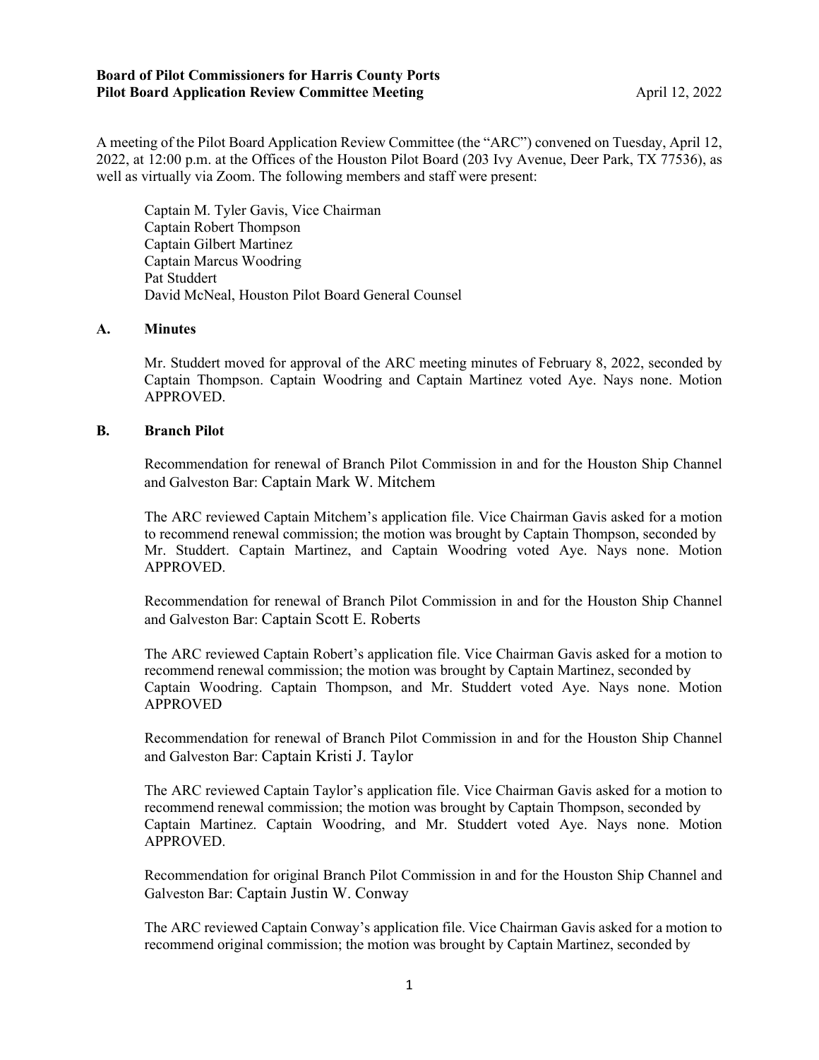**Board of Pilot Commissioners for Harris County Ports**
**Pilot Board Application Review Committee Meeting** April 12, 2022

A meeting of the Pilot Board Application Review Committee (the "ARC") convened on Tuesday, April 12, 2022, at 12:00 p.m. at the Offices of the Houston Pilot Board (203 Ivy Avenue, Deer Park, TX 77536), as well as virtually via Zoom. The following members and staff were present:

Captain M. Tyler Gavis, Vice Chairman
Captain Robert Thompson
Captain Gilbert Martinez
Captain Marcus Woodring
Pat Studdert
David McNeal, Houston Pilot Board General Counsel

## A. Minutes

Mr. Studdert moved for approval of the ARC meeting minutes of February 8, 2022, seconded by Captain Thompson. Captain Woodring and Captain Martinez voted Aye. Nays none. Motion APPROVED.

## B. Branch Pilot

Recommendation for renewal of Branch Pilot Commission in and for the Houston Ship Channel and Galveston Bar: Captain Mark W. Mitchem

The ARC reviewed Captain Mitchem's application file. Vice Chairman Gavis asked for a motion to recommend renewal commission; the motion was brought by Captain Thompson, seconded by Mr. Studdert. Captain Martinez, and Captain Woodring voted Aye. Nays none. Motion APPROVED.

Recommendation for renewal of Branch Pilot Commission in and for the Houston Ship Channel and Galveston Bar: Captain Scott E. Roberts

The ARC reviewed Captain Robert's application file. Vice Chairman Gavis asked for a motion to recommend renewal commission; the motion was brought by Captain Martinez, seconded by Captain Woodring. Captain Thompson, and Mr. Studdert voted Aye. Nays none. Motion APPROVED

Recommendation for renewal of Branch Pilot Commission in and for the Houston Ship Channel and Galveston Bar: Captain Kristi J. Taylor

The ARC reviewed Captain Taylor's application file. Vice Chairman Gavis asked for a motion to recommend renewal commission; the motion was brought by Captain Thompson, seconded by Captain Martinez. Captain Woodring, and Mr. Studdert voted Aye. Nays none. Motion APPROVED.

Recommendation for original Branch Pilot Commission in and for the Houston Ship Channel and Galveston Bar: Captain Justin W. Conway

The ARC reviewed Captain Conway's application file. Vice Chairman Gavis asked for a motion to recommend original commission; the motion was brought by Captain Martinez, seconded by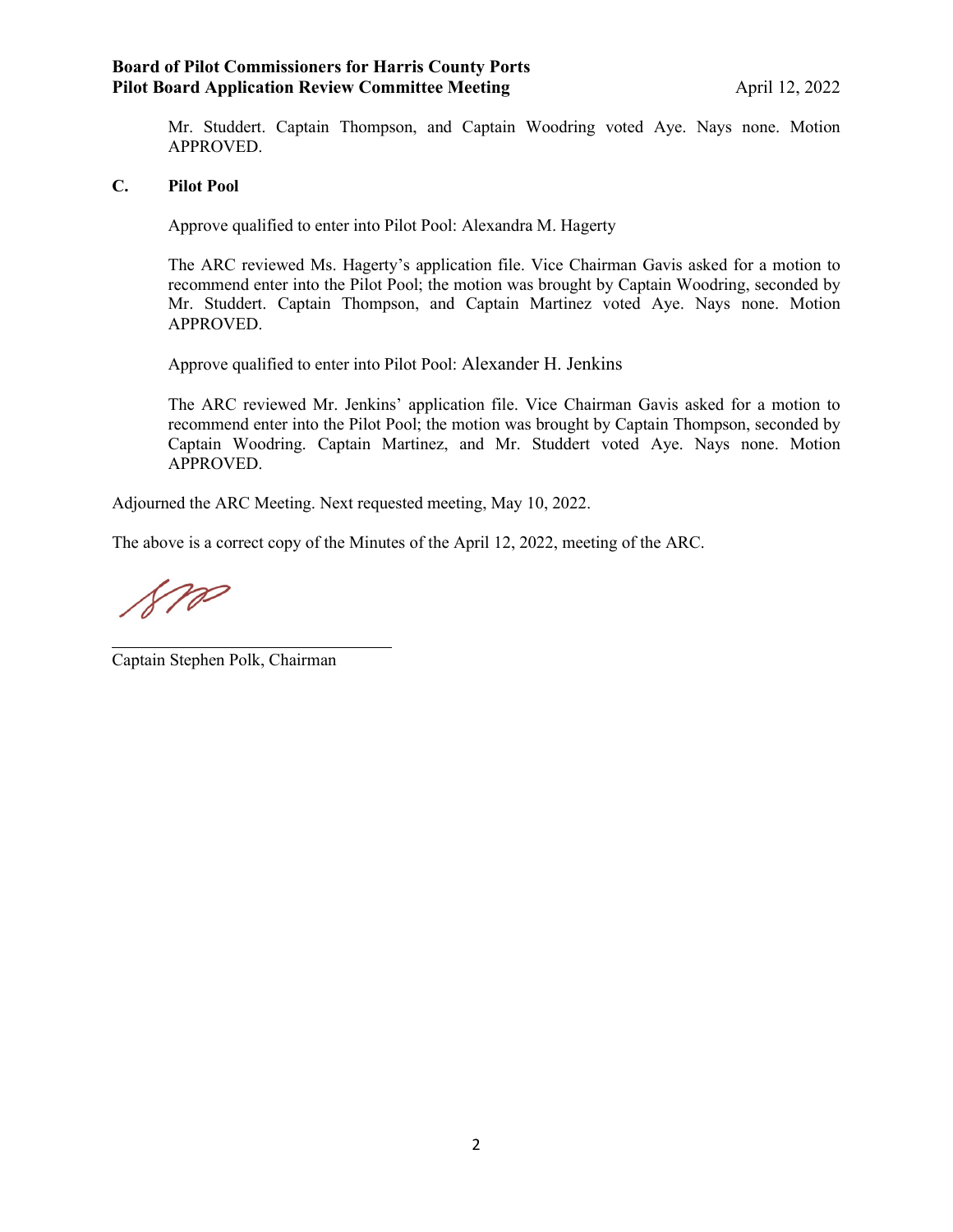Mr. Studdert. Captain Thompson, and Captain Woodring voted Aye. Nays none. Motion APPROVED.

**C. Pilot Pool**

Approve qualified to enter into Pilot Pool: Alexandra M. Hagerty

The ARC reviewed Ms. Hagerty's application file. Vice Chairman Gavis asked for a motion to recommend enter into the Pilot Pool; the motion was brought by Captain Woodring, seconded by Mr. Studdert. Captain Thompson, and Captain Martinez voted Aye. Nays none. Motion APPROVED.

Approve qualified to enter into Pilot Pool: Alexander H. Jenkins

The ARC reviewed Mr. Jenkins' application file. Vice Chairman Gavis asked for a motion to recommend enter into the Pilot Pool; the motion was brought by Captain Thompson, seconded by Captain Woodring. Captain Martinez, and Mr. Studdert voted Aye. Nays none. Motion APPROVED.

Adjourned the ARC Meeting. Next requested meeting, May 10, 2022.

The above is a correct copy of the Minutes of the April 12, 2022, meeting of the ARC.

Captain Stephen Polk, Chairman